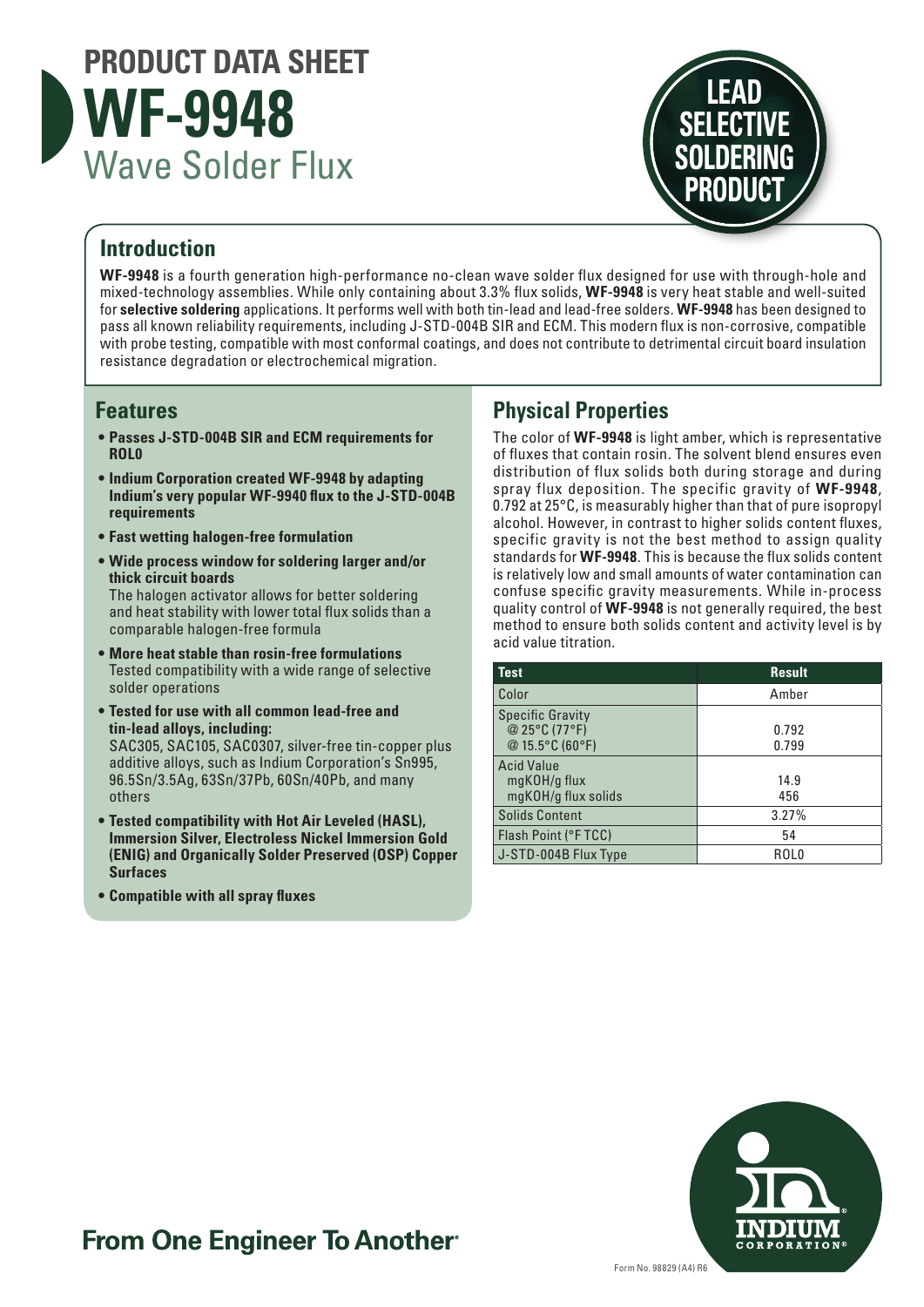# PRODUCT DATA SHEET

# WF-9948

## Wave Solder Flux

LEAD SELECTIVE SOLDERING PRODUCT

## Introduction

**WF-9948** is a fourth generation high-performance no-clean wave solder flux designed for use with through-hole and mixed-technology assemblies. While only containing about 3.3% flux solids, **WF-9948** is very heat stable and well-suited for **selective soldering** applications. It performs well with both tin-lead and lead-free solders. **WF-9948** has been designed to pass all known reliability requirements, including J-STD-004B SIR and ECM. This modern flux is non-corrosive, compatible with probe testing, compatible with most conformal coatings, and does not contribute to detrimental circuit board insulation resistance degradation or electrochemical migration.

## Features

- **Passes J-STD-004B SIR and ECM requirements for ROL0**
- **Indium Corporation created WF-9948 by adapting Indium's very popular WF-9940 flux to the J-STD-004B requirements**
- **Fast wetting halogen-free formulation**
- **Wide process window for soldering larger and/or thick circuit boards**
  The halogen activator allows for better soldering and heat stability with lower total flux solids than a comparable halogen-free formula
- **More heat stable than rosin-free formulations**
  Tested compatibility with a wide range of selective solder operations
- **Tested for use with all common lead-free and tin-lead alloys, including:**
  SAC305, SAC105, SAC0307, silver-free tin-copper plus additive alloys, such as Indium Corporation's Sn995, 96.5Sn/3.5Ag, 63Sn/37Pb, 60Sn/40Pb, and many others
- **Tested compatibility with Hot Air Leveled (HASL), Immersion Silver, Electroless Nickel Immersion Gold (ENIG) and Organically Solder Preserved (OSP) Copper Surfaces**
- **Compatible with all spray fluxes**

## Physical Properties

The color of **WF-9948** is light amber, which is representative of fluxes that contain rosin. The solvent blend ensures even distribution of flux solids both during storage and during spray flux deposition. The specific gravity of **WF-9948**, 0.792 at 25°C, is measurably higher than that of pure isopropyl alcohol. However, in contrast to higher solids content fluxes, specific gravity is not the best method to assign quality standards for **WF-9948**. This is because the flux solids content is relatively low and small amounts of water contamination can confuse specific gravity measurements. While in-process quality control of **WF-9948** is not generally required, the best method to ensure both solids content and activity level is by acid value titration.

| Test | Result |
|---|---|
| Color | Amber |
| Specific Gravity<br>@ 25°C (77°F)<br>@ 15.5°C (60°F) | <br>0.792<br>0.799 |
| Acid Value<br>mgKOH/g flux<br>mgKOH/g flux solids | <br>14.9<br>456 |
| Solids Content | 3.27% |
| Flash Point (°F TCC) | 54 |
| J-STD-004B Flux Type | ROL0 |

**From One Engineer To Another**®

Form No. 98829 (A4) R6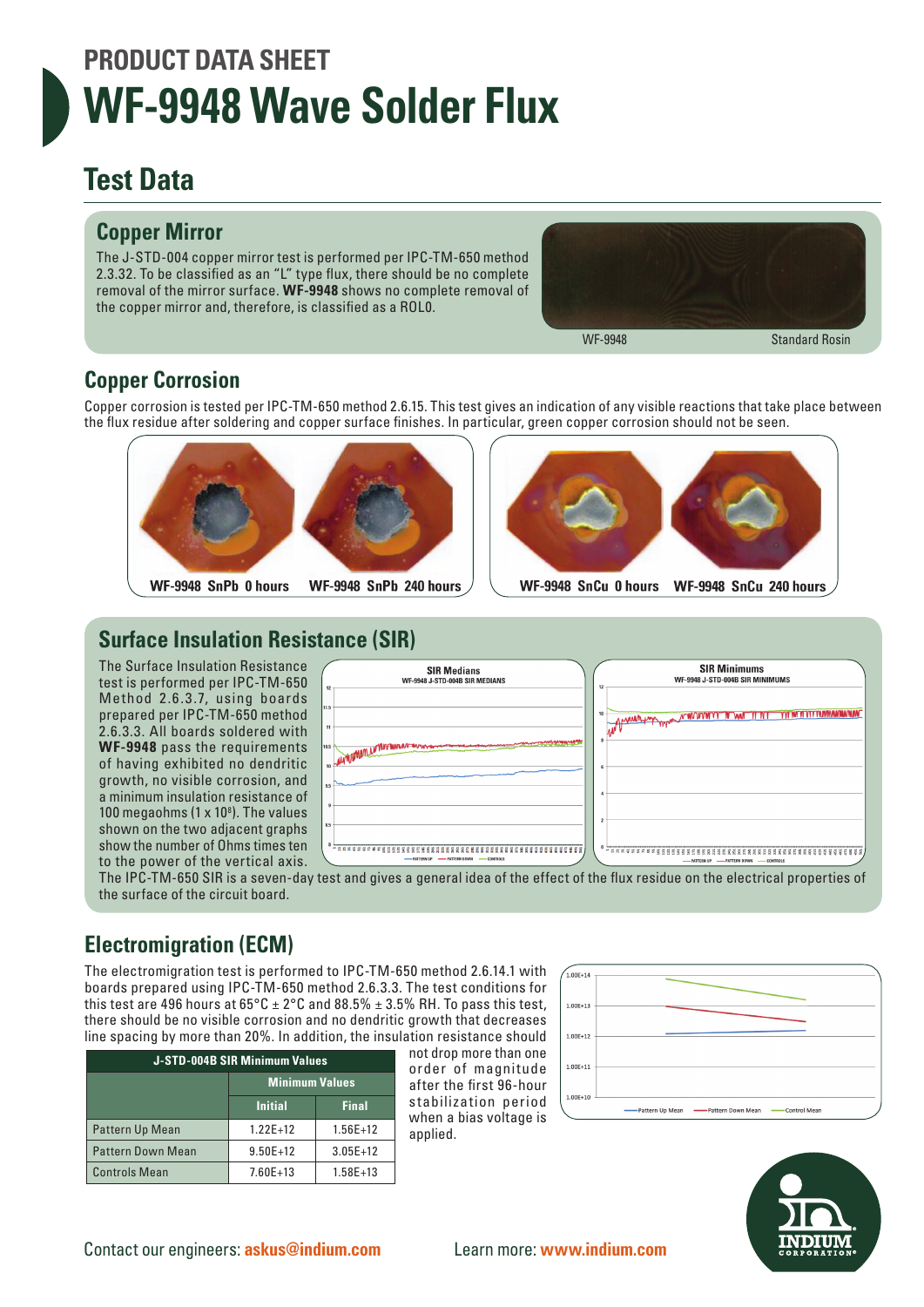# PRODUCT DATA SHEET

# WF-9948 Wave Solder Flux

## Test Data

### Copper Mirror

The J-STD-004 copper mirror test is performed per IPC-TM-650 method 2.3.32. To be classified as an "L" type flux, there should be no complete removal of the mirror surface. **WF-9948** shows no complete removal of the copper mirror and, therefore, is classified as a ROL0.

WF-9948 Standard Rosin

### Copper Corrosion

Copper corrosion is tested per IPC-TM-650 method 2.6.15. This test gives an indication of any visible reactions that take place between the flux residue after soldering and copper surface finishes. In particular, green copper corrosion should not be seen.

WF-9948 SnPb 0 hours WF-9948 SnPb 240 hours WF-9948 SnCu 0 hours WF-9948 SnCu 240 hours

### Surface Insulation Resistance (SIR)

The Surface Insulation Resistance test is performed per IPC-TM-650 Method 2.6.3.7, using boards prepared per IPC-TM-650 method 2.6.3.3. All boards soldered with **WF-9948** pass the requirements of having exhibited no dendritic growth, no visible corrosion, and a minimum insulation resistance of 100 megaohms ($1 \times 10^8$). The values shown on the two adjacent graphs show the number of Ohms times ten to the power of the vertical axis.

SIR Medians — WF-9948 J-STD-004B SIR MEDIANS

SIR Minimums — WF-9948 J-STD-004B SIR MINIMUMS

The IPC-TM-650 SIR is a seven-day test and gives a general idea of the effect of the flux residue on the electrical properties of the surface of the circuit board.

### Electromigration (ECM)

The electromigration test is performed to IPC-TM-650 method 2.6.14.1 with boards prepared using IPC-TM-650 method 2.6.3.3. The test conditions for this test are 496 hours at 65°C ± 2°C and 88.5% ± 3.5% RH. To pass this test, there should be no visible corrosion and no dendritic growth that decreases line spacing by more than 20%. In addition, the insulation resistance should not drop more than one order of magnitude after the first 96-hour stabilization period when a bias voltage is applied.

| J-STD-004B SIR Minimum Values | | |
|---|---|---|
| | Minimum Values | |
| | Initial | Final |
| Pattern Up Mean | 1.22E+12 | 1.56E+12 |
| Pattern Down Mean | 9.50E+12 | 3.05E+12 |
| Controls Mean | 7.60E+13 | 1.58E+13 |

Contact our engineers: **askus@indium.com** Learn more: **www.indium.com**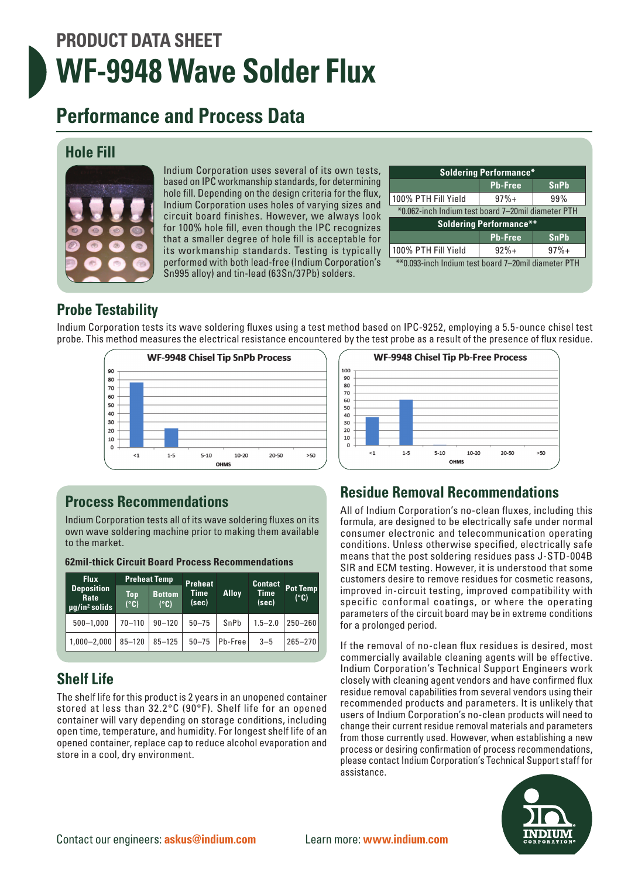# PRODUCT DATA SHEET

# WF-9948 Wave Solder Flux

## Performance and Process Data

### Hole Fill

Indium Corporation uses several of its own tests, based on IPC workmanship standards, for determining hole fill. Depending on the design criteria for the flux, Indium Corporation uses holes of varying sizes and circuit board finishes. However, we always look for 100% hole fill, even though the IPC recognizes that a smaller degree of hole fill is acceptable for its workmanship standards. Testing is typically performed with both lead-free (Indium Corporation's Sn995 alloy) and tin-lead (63Sn/37Pb) solders.

| Soldering Performance* | | |
|---|---|---|
| | Pb-Free | SnPb |
| 100% PTH Fill Yield | 97%+ | 99% |

*0.062-inch Indium test board 7–20mil diameter PTH

| Soldering Performance** | | |
|---|---|---|
| | Pb-Free | SnPb |
| 100% PTH Fill Yield | 92%+ | 97%+ |

**0.093-inch Indium test board 7–20mil diameter PTH

### Probe Testability

Indium Corporation tests its wave soldering fluxes using a test method based on IPC-9252, employing a 5.5-ounce chisel test probe. This method measures the electrical resistance encountered by the test probe as a result of the presence of flux residue.

### Process Recommendations

Indium Corporation tests all of its wave soldering fluxes on its own wave soldering machine prior to making them available to the market.

#### 62mil-thick Circuit Board Process Recommendations

| Flux Deposition Rate µg/in² solids | Preheat Temp Top (°C) | Preheat Temp Bottom (°C) | Preheat Time (sec) | Alloy | Contact Time (sec) | Pot Temp (°C) |
|---|---|---|---|---|---|---|
| 500–1,000 | 70–110 | 90–120 | 50–75 | SnPb | 1.5–2.0 | 250–260 |
| 1,000–2,000 | 85–120 | 85–125 | 50–75 | Pb-Free | 3–5 | 265–270 |

### Shelf Life

The shelf life for this product is 2 years in an unopened container stored at less than 32.2°C (90°F). Shelf life for an opened container will vary depending on storage conditions, including open time, temperature, and humidity. For longest shelf life of an opened container, replace cap to reduce alcohol evaporation and store in a cool, dry environment.

### Residue Removal Recommendations

All of Indium Corporation's no-clean fluxes, including this formula, are designed to be electrically safe under normal consumer electronic and telecommunication operating conditions. Unless otherwise specified, electrically safe means that the post soldering residues pass J-STD-004B SIR and ECM testing. However, it is understood that some customers desire to remove residues for cosmetic reasons, improved in-circuit testing, improved compatibility with specific conformal coatings, or where the operating parameters of the circuit board may be in extreme conditions for a prolonged period.

If the removal of no-clean flux residues is desired, most commercially available cleaning agents will be effective. Indium Corporation's Technical Support Engineers work closely with cleaning agent vendors and have confirmed flux residue removal capabilities from several vendors using their recommended products and parameters. It is unlikely that users of Indium Corporation's no-clean products will need to change their current residue removal materials and parameters from those currently used. However, when establishing a new process or desiring confirmation of process recommendations, please contact Indium Corporation's Technical Support staff for assistance.

Contact our engineers: **askus@indium.com**

Learn more: **www.indium.com**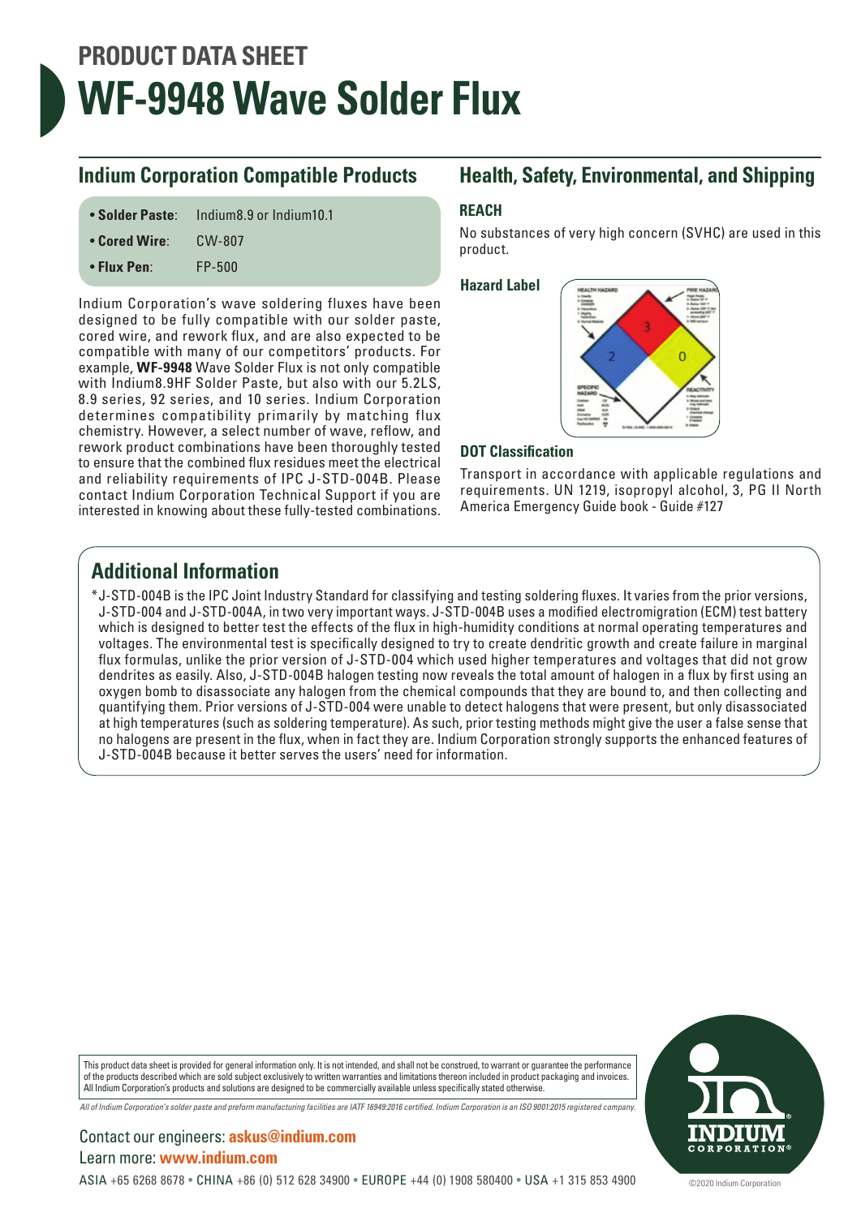# PRODUCT DATA SHEET

# WF-9948 Wave Solder Flux

## Indium Corporation Compatible Products

- **Solder Paste**: Indium8.9 or Indium10.1
- **Cored Wire**: CW-807
- **Flux Pen**: FP-500

Indium Corporation's wave soldering fluxes have been designed to be fully compatible with our solder paste, cored wire, and rework flux, and are also expected to be compatible with many of our competitors' products. For example, **WF-9948** Wave Solder Flux is not only compatible with Indium8.9HF Solder Paste, but also with our 5.2LS, 8.9 series, 92 series, and 10 series. Indium Corporation determines compatibility primarily by matching flux chemistry. However, a select number of wave, reflow, and rework product combinations have been thoroughly tested to ensure that the combined flux residues meet the electrical and reliability requirements of IPC J-STD-004B. Please contact Indium Corporation Technical Support if you are interested in knowing about these fully-tested combinations.

## Health, Safety, Environmental, and Shipping

### REACH

No substances of very high concern (SVHC) are used in this product.

### Hazard Label

HEALTH HAZARD: 2
FIRE HAZARD: 3
REACTIVITY: 0
SPECIFIC HAZARD

### DOT Classification

Transport in accordance with applicable regulations and requirements. UN 1219, isopropyl alcohol, 3, PG II North America Emergency Guide book - Guide #127

## Additional Information

*J-STD-004B is the IPC Joint Industry Standard for classifying and testing soldering fluxes. It varies from the prior versions, J-STD-004 and J-STD-004A, in two very important ways. J-STD-004B uses a modified electromigration (ECM) test battery which is designed to better test the effects of the flux in high-humidity conditions at normal operating temperatures and voltages. The environmental test is specifically designed to try to create dendritic growth and create failure in marginal flux formulas, unlike the prior version of J-STD-004 which used higher temperatures and voltages that did not grow dendrites as easily. Also, J-STD-004B halogen testing now reveals the total amount of halogen in a flux by first using an oxygen bomb to disassociate any halogen from the chemical compounds that they are bound to, and then collecting and quantifying them. Prior versions of J-STD-004 were unable to detect halogens that were present, but only disassociated at high temperatures (such as soldering temperature). As such, prior testing methods might give the user a false sense that no halogens are present in the flux, when in fact they are. Indium Corporation strongly supports the enhanced features of J-STD-004B because it better serves the users' need for information.

This product data sheet is provided for general information only. It is not intended, and shall not be construed, to warrant or guarantee the performance of the products described which are sold subject exclusively to written warranties and limitations thereon included in product packaging and invoices. All Indium Corporation's products and solutions are designed to be commercially available unless specifically stated otherwise.

*All of Indium Corporation's solder paste and preform manufacturing facilities are IATF 16949:2016 certified. Indium Corporation is an ISO 9001:2015 registered company.*

Contact our engineers: **askus@indium.com**
Learn more: **www.indium.com**

ASIA +65 6268 8678 • CHINA +86 (0) 512 628 34900 • EUROPE +44 (0) 1908 580400 • USA +1 315 853 4900

©2020 Indium Corporation